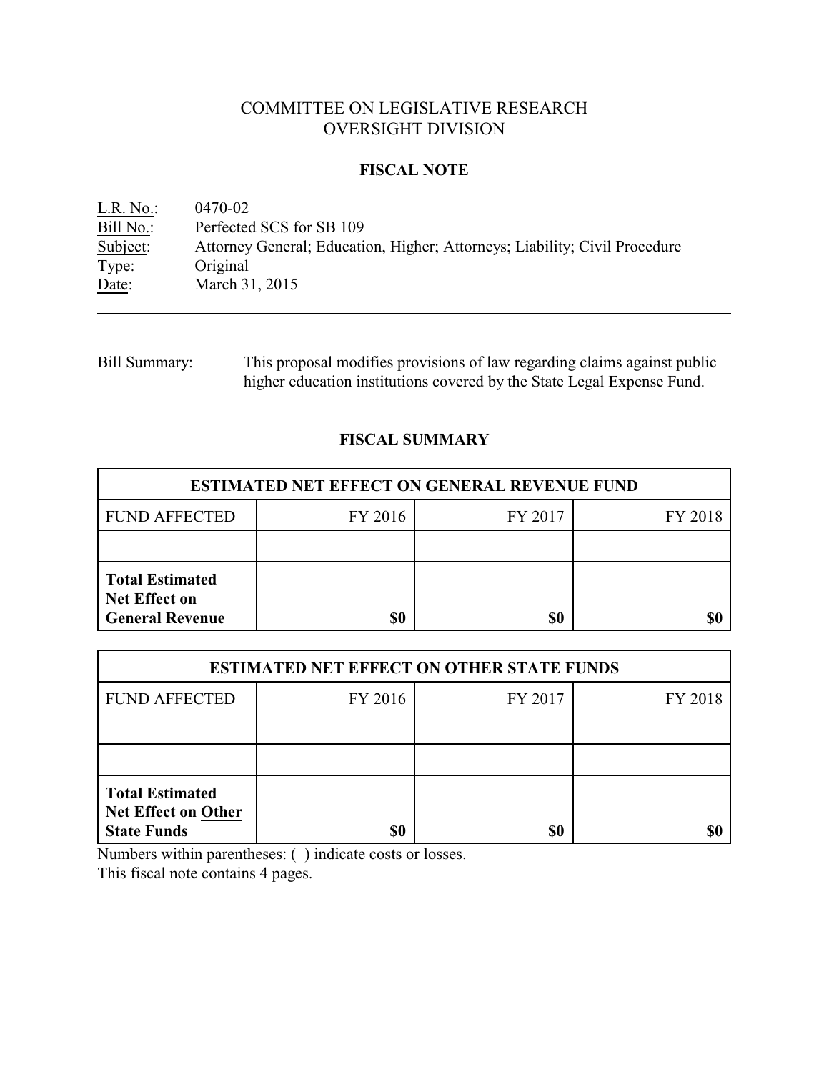# COMMITTEE ON LEGISLATIVE RESEARCH
# OVERSIGHT DIVISION

## FISCAL NOTE

L.R. No.: 0470-02
Bill No.: Perfected SCS for SB 109
Subject: Attorney General; Education, Higher; Attorneys; Liability; Civil Procedure
Type: Original
Date: March 31, 2015

---

Bill Summary: This proposal modifies provisions of law regarding claims against public higher education institutions covered by the State Legal Expense Fund.

## FISCAL SUMMARY

| ESTIMATED NET EFFECT ON GENERAL REVENUE FUND | | | |
|---|---|---|---|
| FUND AFFECTED | FY 2016 | FY 2017 | FY 2018 |
| | | | |
| **Total Estimated Net Effect on General Revenue** | **$0** | **$0** | **$0** |

| ESTIMATED NET EFFECT ON OTHER STATE FUNDS | | | |
|---|---|---|---|
| FUND AFFECTED | FY 2016 | FY 2017 | FY 2018 |
| | | | |
| | | | |
| **Total Estimated Net Effect on Other State Funds** | **$0** | **$0** | **$0** |

Numbers within parentheses: ( ) indicate costs or losses.
This fiscal note contains 4 pages.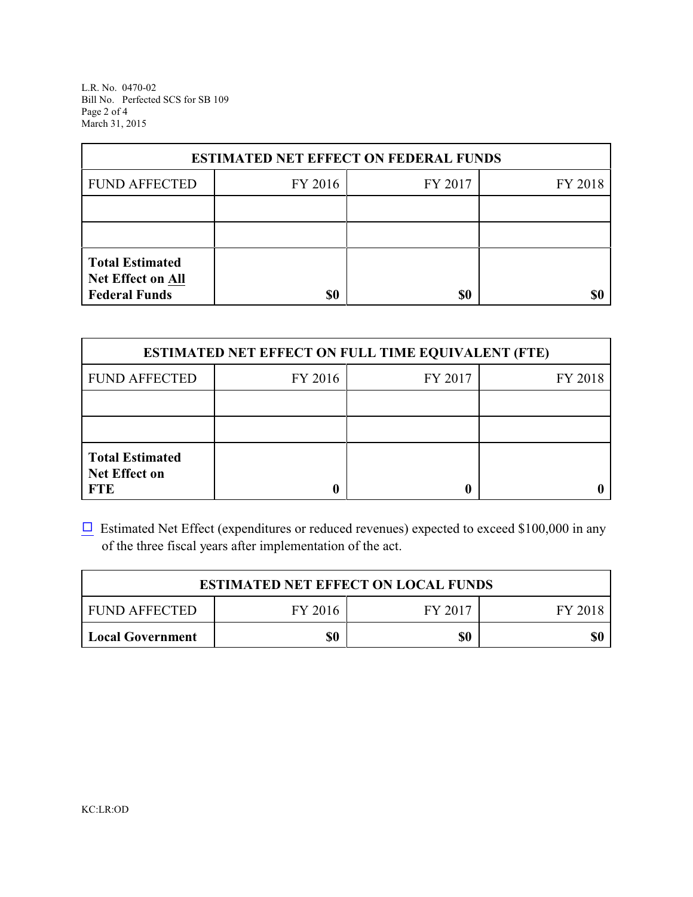| ESTIMATED NET EFFECT ON FEDERAL FUNDS | | | |
|---|---|---|---|
| FUND AFFECTED | FY 2016 | FY 2017 | FY 2018 |
| | | | |
| | | | |
| **Total Estimated Net Effect on All Federal Funds** | **$0** | **$0** | **$0** |

| ESTIMATED NET EFFECT ON FULL TIME EQUIVALENT (FTE) | | | |
|---|---|---|---|
| FUND AFFECTED | FY 2016 | FY 2017 | FY 2018 |
| | | | |
| | | | |
| **Total Estimated Net Effect on FTE** | **0** | **0** | **0** |

☐ Estimated Net Effect (expenditures or reduced revenues) expected to exceed $100,000 in any of the three fiscal years after implementation of the act.

| ESTIMATED NET EFFECT ON LOCAL FUNDS | | | |
|---|---|---|---|
| FUND AFFECTED | FY 2016 | FY 2017 | FY 2018 |
| **Local Government** | **$0** | **$0** | **$0** |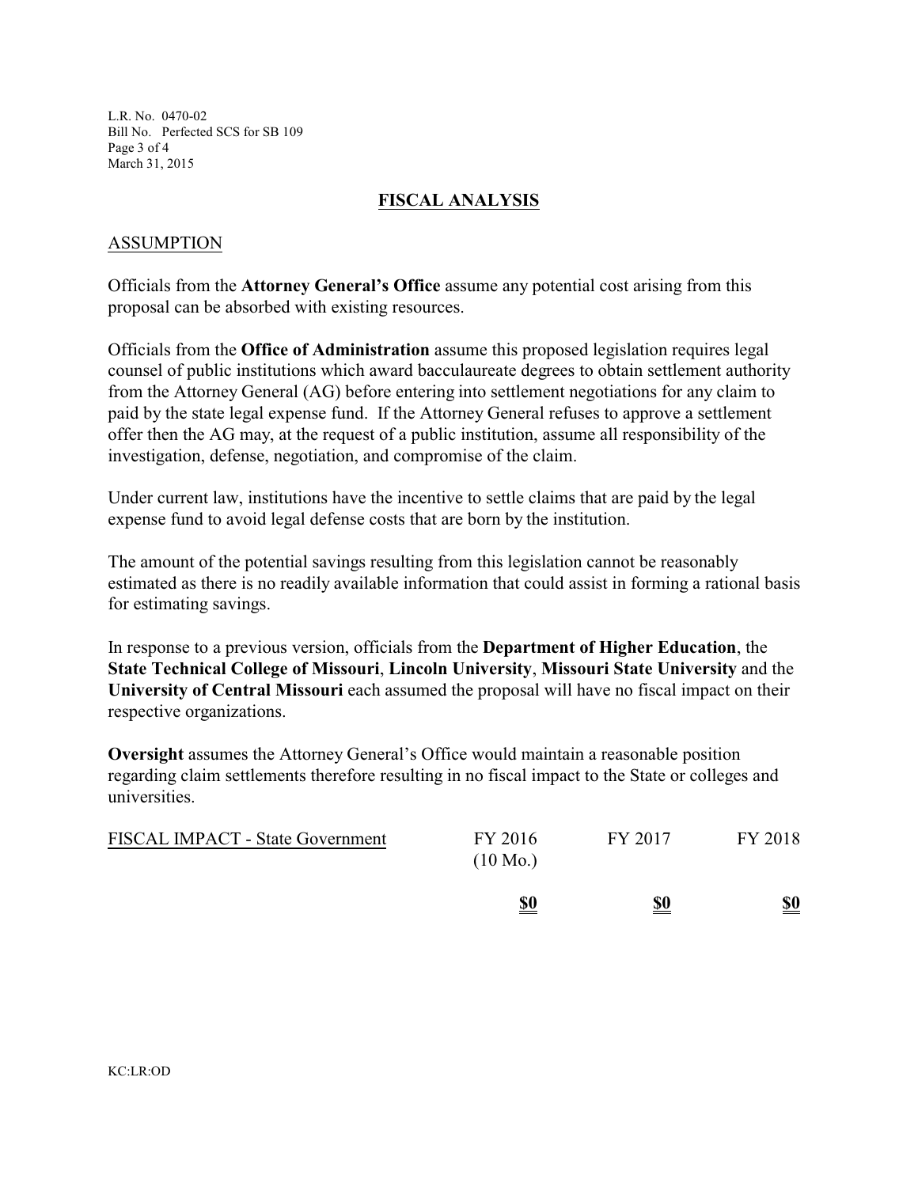## FISCAL ANALYSIS

### ASSUMPTION

Officials from the **Attorney General's Office** assume any potential cost arising from this proposal can be absorbed with existing resources.

Officials from the **Office of Administration** assume this proposed legislation requires legal counsel of public institutions which award bacculaureate degrees to obtain settlement authority from the Attorney General (AG) before entering into settlement negotiations for any claim to paid by the state legal expense fund. If the Attorney General refuses to approve a settlement offer then the AG may, at the request of a public institution, assume all responsibility of the investigation, defense, negotiation, and compromise of the claim.

Under current law, institutions have the incentive to settle claims that are paid by the legal expense fund to avoid legal defense costs that are born by the institution.

The amount of the potential savings resulting from this legislation cannot be reasonably estimated as there is no readily available information that could assist in forming a rational basis for estimating savings.

In response to a previous version, officials from the **Department of Higher Education**, the **State Technical College of Missouri**, **Lincoln University**, **Missouri State University** and the **University of Central Missouri** each assumed the proposal will have no fiscal impact on their respective organizations.

**Oversight** assumes the Attorney General's Office would maintain a reasonable position regarding claim settlements therefore resulting in no fiscal impact to the State or colleges and universities.

| FISCAL IMPACT - State Government | FY 2016 (10 Mo.) | FY 2017 | FY 2018 |
|---|---|---|---|
| | **$0** | **$0** | **$0** |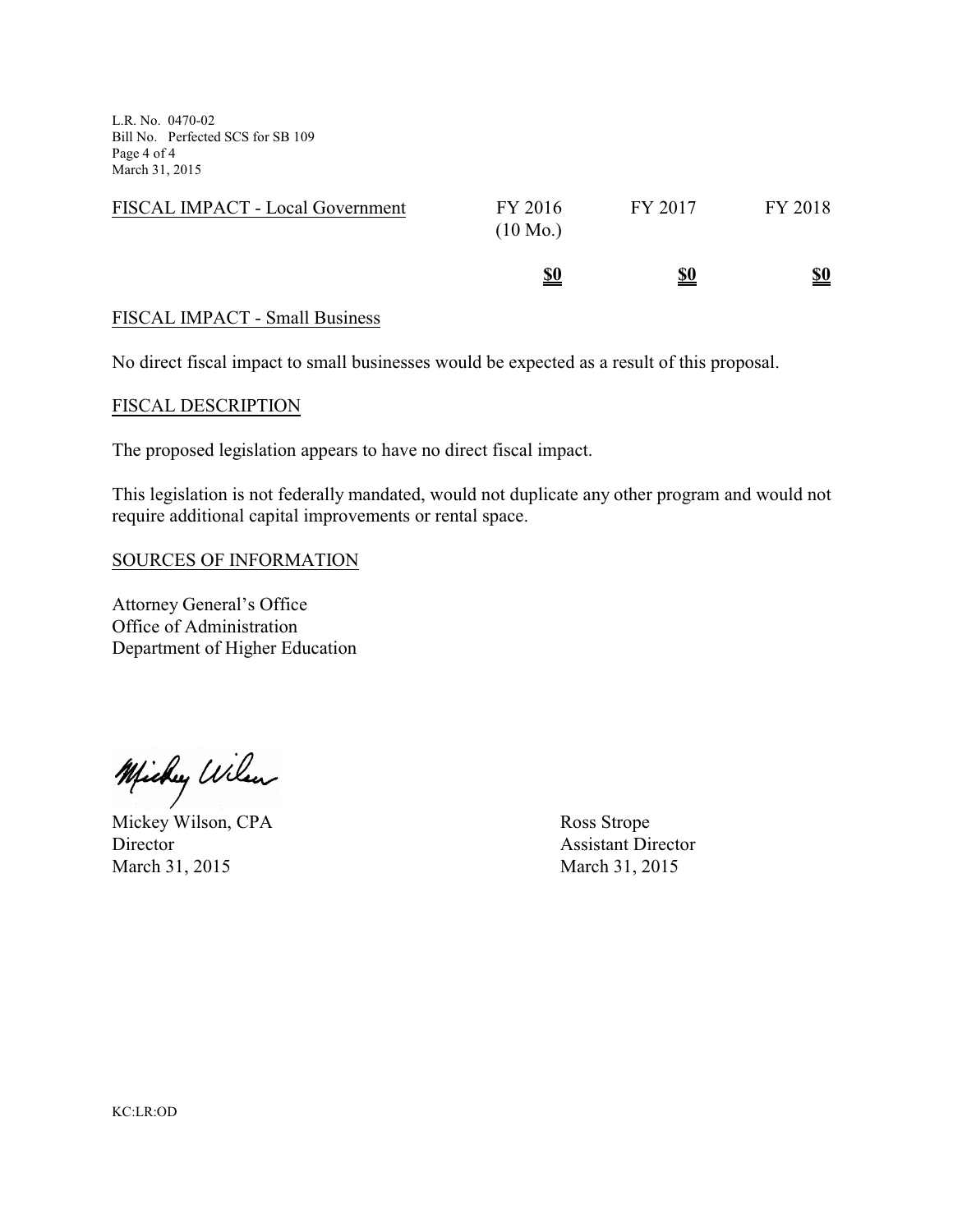| FISCAL IMPACT - Local Government | FY 2016 (10 Mo.) | FY 2017 | FY 2018 |
| --- | --- | --- | --- |
| | **$0** | **$0** | **$0** |

FISCAL IMPACT - Small Business

No direct fiscal impact to small businesses would be expected as a result of this proposal.

FISCAL DESCRIPTION

The proposed legislation appears to have no direct fiscal impact.

This legislation is not federally mandated, would not duplicate any other program and would not require additional capital improvements or rental space.

SOURCES OF INFORMATION

Attorney General's Office
Office of Administration
Department of Higher Education

Mickey Wilson, CPA
Director
March 31, 2015

Ross Strope
Assistant Director
March 31, 2015

KC:LR:OD